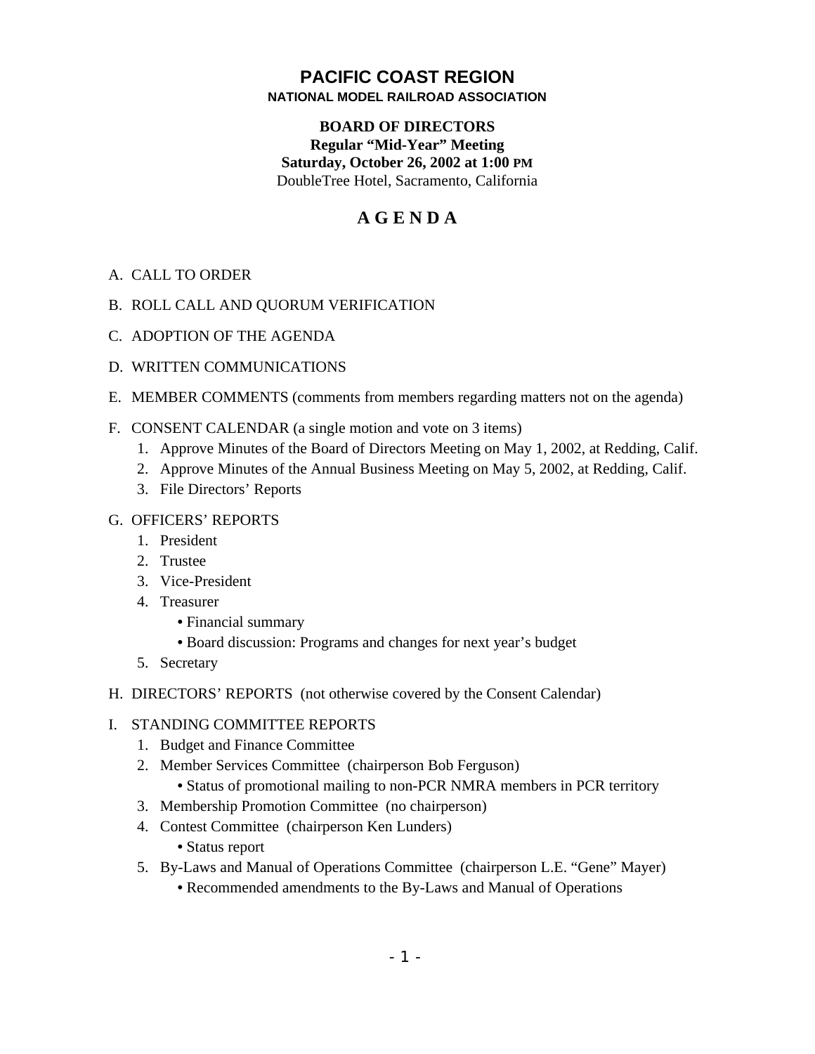# PACIFIC COAST REGION

**NATIONAL MODEL RAILROAD ASSOCIATION**

**BOARD OF DIRECTORS**
**Regular “Mid-Year” Meeting**
**Saturday, October 26, 2002 at 1:00 PM**
DoubleTree Hotel, Sacramento, California

## A G E N D A

A. CALL TO ORDER

B. ROLL CALL AND QUORUM VERIFICATION

C. ADOPTION OF THE AGENDA

D. WRITTEN COMMUNICATIONS

E. MEMBER COMMENTS (comments from members regarding matters not on the agenda)

F. CONSENT CALENDAR (a single motion and vote on 3 items)
   1. Approve Minutes of the Board of Directors Meeting on May 1, 2002, at Redding, Calif.
   2. Approve Minutes of the Annual Business Meeting on May 5, 2002, at Redding, Calif.
   3. File Directors’ Reports

G. OFFICERS’ REPORTS
   1. President
   2. Trustee
   3. Vice-President
   4. Treasurer
      - Financial summary
      - Board discussion: Programs and changes for next year’s budget
   5. Secretary

H. DIRECTORS’ REPORTS (not otherwise covered by the Consent Calendar)

I. STANDING COMMITTEE REPORTS
   1. Budget and Finance Committee
   2. Member Services Committee (chairperson Bob Ferguson)
      - Status of promotional mailing to non-PCR NMRA members in PCR territory
   3. Membership Promotion Committee (no chairperson)
   4. Contest Committee (chairperson Ken Lunders)
      - Status report
   5. By-Laws and Manual of Operations Committee (chairperson L.E. “Gene” Mayer)
      - Recommended amendments to the By-Laws and Manual of Operations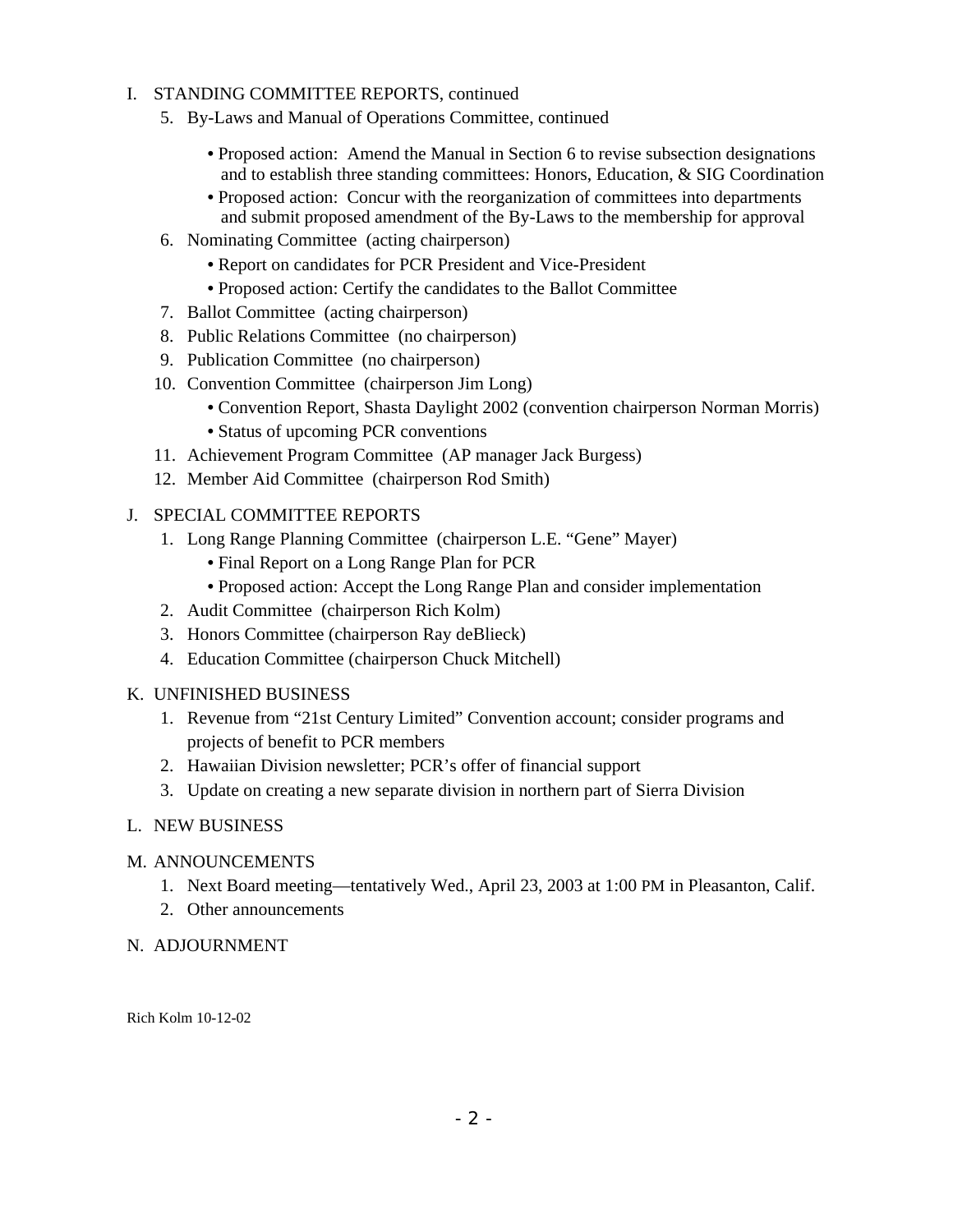I. STANDING COMMITTEE REPORTS, continued

5. By-Laws and Manual of Operations Committee, continued

    - Proposed action: Amend the Manual in Section 6 to revise subsection designations and to establish three standing committees: Honors, Education, & SIG Coordination
    - Proposed action: Concur with the reorganization of committees into departments and submit proposed amendment of the By-Laws to the membership for approval

6. Nominating Committee (acting chairperson)
    - Report on candidates for PCR President and Vice-President
    - Proposed action: Certify the candidates to the Ballot Committee
7. Ballot Committee (acting chairperson)
8. Public Relations Committee (no chairperson)
9. Publication Committee (no chairperson)
10. Convention Committee (chairperson Jim Long)
    - Convention Report, Shasta Daylight 2002 (convention chairperson Norman Morris)
    - Status of upcoming PCR conventions
11. Achievement Program Committee (AP manager Jack Burgess)
12. Member Aid Committee (chairperson Rod Smith)

J. SPECIAL COMMITTEE REPORTS

1. Long Range Planning Committee (chairperson L.E. "Gene" Mayer)
    - Final Report on a Long Range Plan for PCR
    - Proposed action: Accept the Long Range Plan and consider implementation
2. Audit Committee (chairperson Rich Kolm)
3. Honors Committee (chairperson Ray deBlieck)
4. Education Committee (chairperson Chuck Mitchell)

K. UNFINISHED BUSINESS

1. Revenue from "21st Century Limited" Convention account; consider programs and projects of benefit to PCR members
2. Hawaiian Division newsletter; PCR's offer of financial support
3. Update on creating a new separate division in northern part of Sierra Division

L. NEW BUSINESS

M. ANNOUNCEMENTS

1. Next Board meeting—tentatively Wed., April 23, 2003 at 1:00 PM in Pleasanton, Calif.
2. Other announcements

N. ADJOURNMENT

Rich Kolm 10-12-02